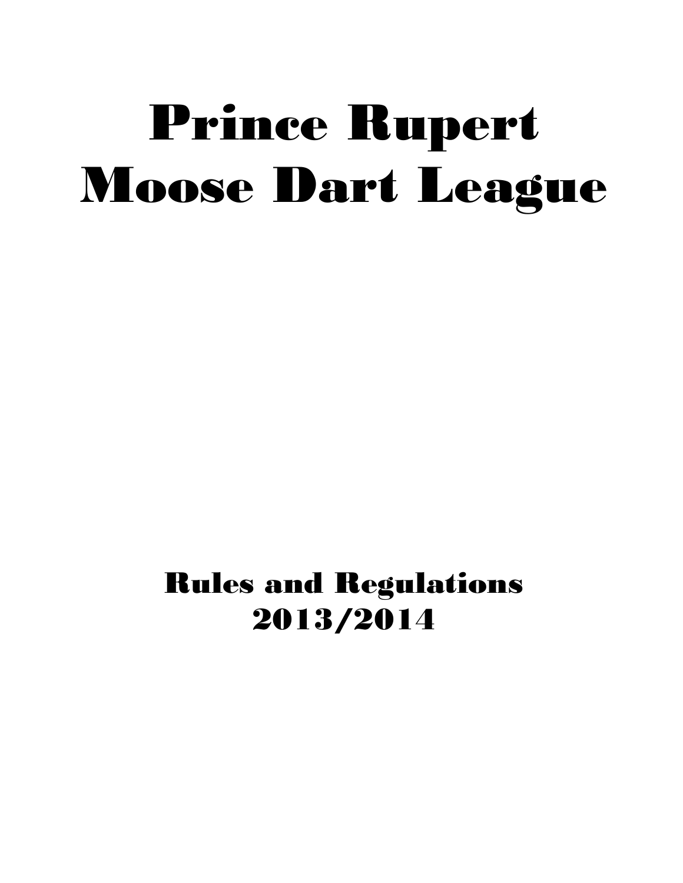# Prince Rupert Moose Dart League

## Rules and Regulations 2013/2014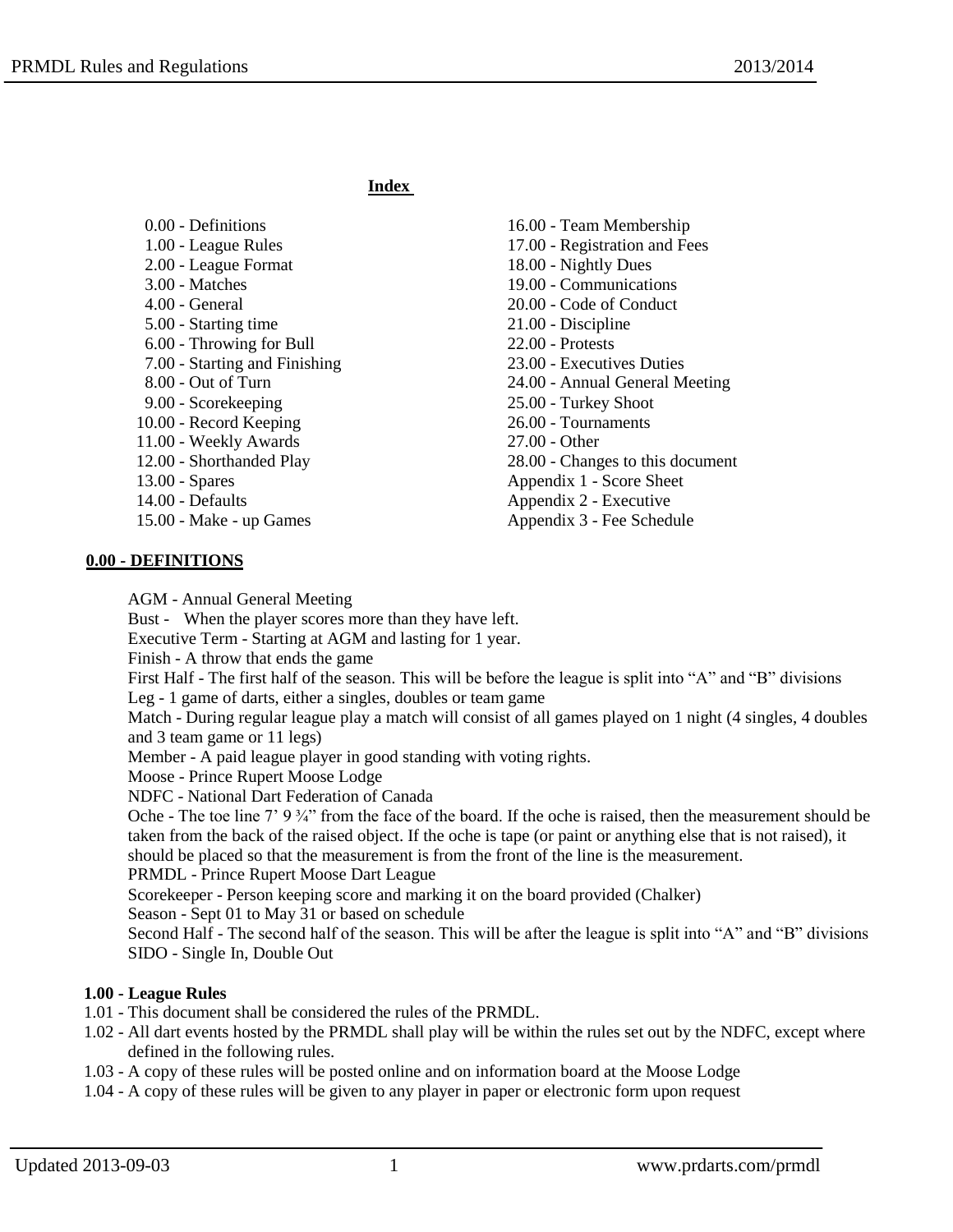## Index

| | |
|---|---|
| 0.00 - Definitions | 16.00 - Team Membership |
| 1.00 - League Rules | 17.00 - Registration and Fees |
| 2.00 - League Format | 18.00 - Nightly Dues |
| 3.00 - Matches | 19.00 - Communications |
| 4.00 - General | 20.00 - Code of Conduct |
| 5.00 - Starting time | 21.00 - Discipline |
| 6.00 - Throwing for Bull | 22.00 - Protests |
| 7.00 - Starting and Finishing | 23.00 - Executives Duties |
| 8.00 - Out of Turn | 24.00 - Annual General Meeting |
| 9.00 - Scorekeeping | 25.00 - Turkey Shoot |
| 10.00 - Record Keeping | 26.00 - Tournaments |
| 11.00 - Weekly Awards | 27.00 - Other |
| 12.00 - Shorthanded Play | 28.00 - Changes to this document |
| 13.00 - Spares | Appendix 1 - Score Sheet |
| 14.00 - Defaults | Appendix 2 - Executive |
| 15.00 - Make - up Games | Appendix 3 - Fee Schedule |

## 0.00 - DEFINITIONS

AGM - Annual General Meeting

Bust - When the player scores more than they have left.

Executive Term - Starting at AGM and lasting for 1 year.

Finish - A throw that ends the game

First Half - The first half of the season. This will be before the league is split into "A" and "B" divisions

Leg - 1 game of darts, either a singles, doubles or team game

Match - During regular league play a match will consist of all games played on 1 night (4 singles, 4 doubles and 3 team game or 11 legs)

Member - A paid league player in good standing with voting rights.

Moose - Prince Rupert Moose Lodge

NDFC - National Dart Federation of Canada

Oche - The toe line 7' 9 ¾" from the face of the board. If the oche is raised, then the measurement should be taken from the back of the raised object. If the oche is tape (or paint or anything else that is not raised), it should be placed so that the measurement is from the front of the line is the measurement.

PRMDL - Prince Rupert Moose Dart League

Scorekeeper - Person keeping score and marking it on the board provided (Chalker)

Season - Sept 01 to May 31 or based on schedule

Second Half - The second half of the season. This will be after the league is split into "A" and "B" divisions

SIDO - Single In, Double Out

## 1.00 - League Rules

1.01 - This document shall be considered the rules of the PRMDL.

1.02 - All dart events hosted by the PRMDL shall play will be within the rules set out by the NDFC, except where defined in the following rules.

1.03 - A copy of these rules will be posted online and on information board at the Moose Lodge

1.04 - A copy of these rules will be given to any player in paper or electronic form upon request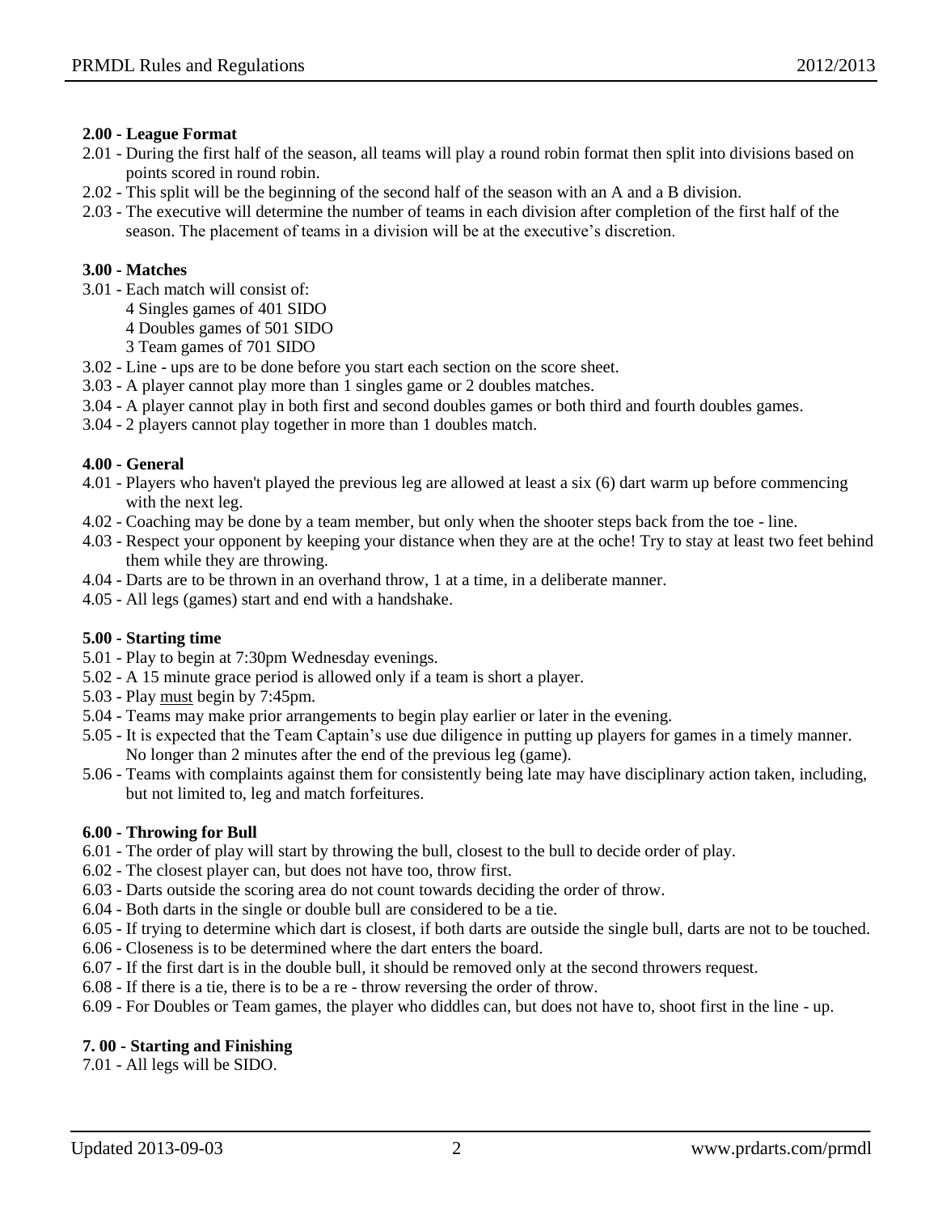**2.00 - League Format**

2.01 - During the first half of the season, all teams will play a round robin format then split into divisions based on points scored in round robin.

2.02 - This split will be the beginning of the second half of the season with an A and a B division.

2.03 - The executive will determine the number of teams in each division after completion of the first half of the season. The placement of teams in a division will be at the executive's discretion.

**3.00 - Matches**

3.01 - Each match will consist of:

4 Singles games of 401 SIDO
4 Doubles games of 501 SIDO
3 Team games of 701 SIDO

3.02 - Line - ups are to be done before you start each section on the score sheet.

3.03 - A player cannot play more than 1 singles game or 2 doubles matches.

3.04 - A player cannot play in both first and second doubles games or both third and fourth doubles games.

3.04 - 2 players cannot play together in more than 1 doubles match.

**4.00 - General**

4.01 - Players who haven't played the previous leg are allowed at least a six (6) dart warm up before commencing with the next leg.

4.02 - Coaching may be done by a team member, but only when the shooter steps back from the toe - line.

4.03 - Respect your opponent by keeping your distance when they are at the oche! Try to stay at least two feet behind them while they are throwing.

4.04 - Darts are to be thrown in an overhand throw, 1 at a time, in a deliberate manner.

4.05 - All legs (games) start and end with a handshake.

**5.00 - Starting time**

5.01 - Play to begin at 7:30pm Wednesday evenings.

5.02 - A 15 minute grace period is allowed only if a team is short a player.

5.03 - Play <u>must</u> begin by 7:45pm.

5.04 - Teams may make prior arrangements to begin play earlier or later in the evening.

5.05 - It is expected that the Team Captain's use due diligence in putting up players for games in a timely manner. No longer than 2 minutes after the end of the previous leg (game).

5.06 - Teams with complaints against them for consistently being late may have disciplinary action taken, including, but not limited to, leg and match forfeitures.

**6.00 - Throwing for Bull**

6.01 - The order of play will start by throwing the bull, closest to the bull to decide order of play.

6.02 - The closest player can, but does not have too, throw first.

6.03 - Darts outside the scoring area do not count towards deciding the order of throw.

6.04 - Both darts in the single or double bull are considered to be a tie.

6.05 - If trying to determine which dart is closest, if both darts are outside the single bull, darts are not to be touched.

6.06 - Closeness is to be determined where the dart enters the board.

6.07 - If the first dart is in the double bull, it should be removed only at the second throwers request.

6.08 - If there is a tie, there is to be a re - throw reversing the order of throw.

6.09 - For Doubles or Team games, the player who diddles can, but does not have to, shoot first in the line - up.

**7. 00 - Starting and Finishing**

7.01 - All legs will be SIDO.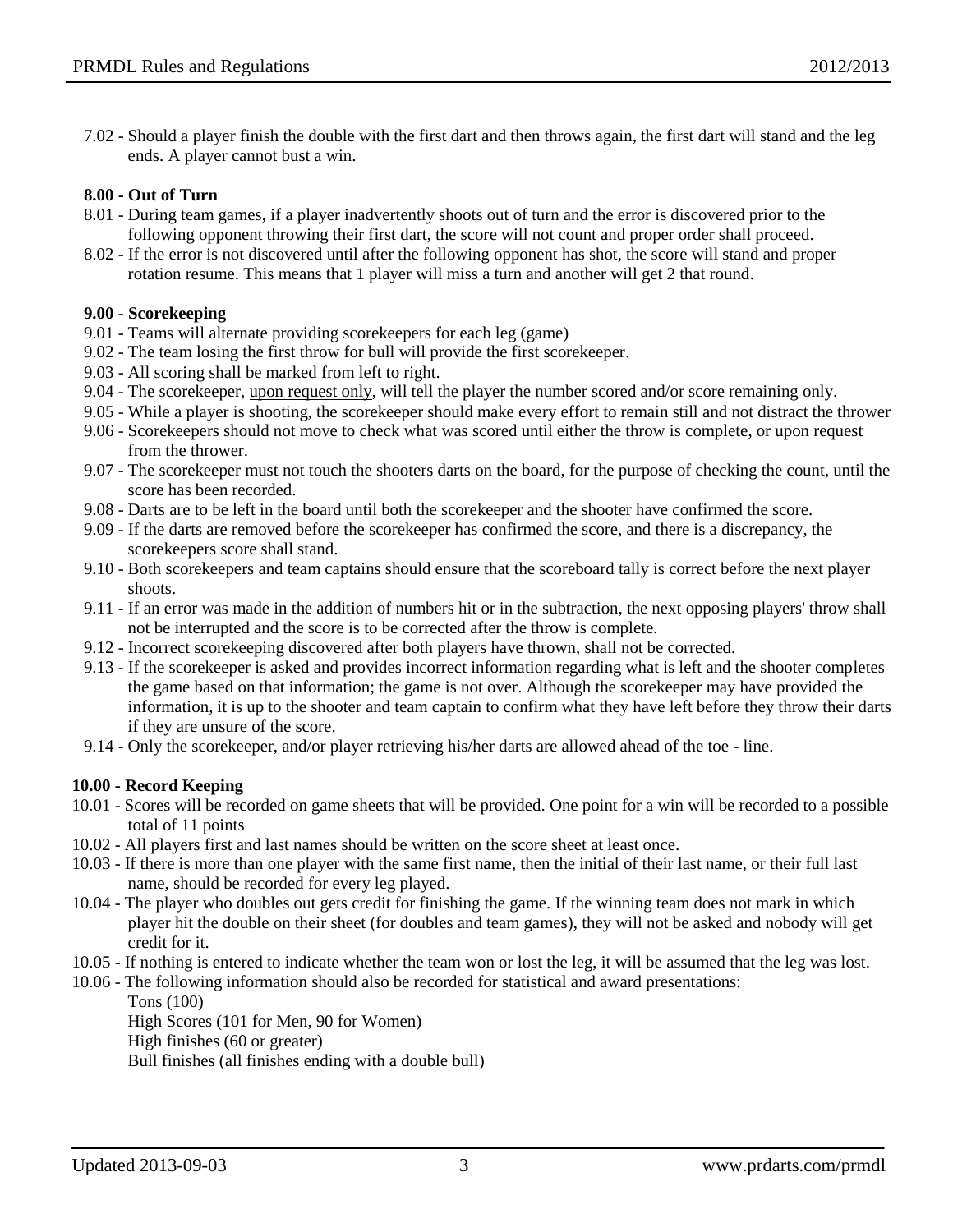7.02 - Should a player finish the double with the first dart and then throws again, the first dart will stand and the leg ends. A player cannot bust a win.

**8.00 - Out of Turn**

8.01 - During team games, if a player inadvertently shoots out of turn and the error is discovered prior to the following opponent throwing their first dart, the score will not count and proper order shall proceed.

8.02 - If the error is not discovered until after the following opponent has shot, the score will stand and proper rotation resume. This means that 1 player will miss a turn and another will get 2 that round.

**9.00 - Scorekeeping**

9.01 - Teams will alternate providing scorekeepers for each leg (game)

9.02 - The team losing the first throw for bull will provide the first scorekeeper.

9.03 - All scoring shall be marked from left to right.

9.04 - The scorekeeper, <u>upon request only</u>, will tell the player the number scored and/or score remaining only.

9.05 - While a player is shooting, the scorekeeper should make every effort to remain still and not distract the thrower

9.06 - Scorekeepers should not move to check what was scored until either the throw is complete, or upon request from the thrower.

9.07 - The scorekeeper must not touch the shooters darts on the board, for the purpose of checking the count, until the score has been recorded.

9.08 - Darts are to be left in the board until both the scorekeeper and the shooter have confirmed the score.

9.09 - If the darts are removed before the scorekeeper has confirmed the score, and there is a discrepancy, the scorekeepers score shall stand.

9.10 - Both scorekeepers and team captains should ensure that the scoreboard tally is correct before the next player shoots.

9.11 - If an error was made in the addition of numbers hit or in the subtraction, the next opposing players' throw shall not be interrupted and the score is to be corrected after the throw is complete.

9.12 - Incorrect scorekeeping discovered after both players have thrown, shall not be corrected.

9.13 - If the scorekeeper is asked and provides incorrect information regarding what is left and the shooter completes the game based on that information; the game is not over. Although the scorekeeper may have provided the information, it is up to the shooter and team captain to confirm what they have left before they throw their darts if they are unsure of the score.

9.14 - Only the scorekeeper, and/or player retrieving his/her darts are allowed ahead of the toe - line.

**10.00 - Record Keeping**

10.01 - Scores will be recorded on game sheets that will be provided. One point for a win will be recorded to a possible total of 11 points

10.02 - All players first and last names should be written on the score sheet at least once.

10.03 - If there is more than one player with the same first name, then the initial of their last name, or their full last name, should be recorded for every leg played.

10.04 - The player who doubles out gets credit for finishing the game. If the winning team does not mark in which player hit the double on their sheet (for doubles and team games), they will not be asked and nobody will get credit for it.

10.05 - If nothing is entered to indicate whether the team won or lost the leg, it will be assumed that the leg was lost.

10.06 - The following information should also be recorded for statistical and award presentations:

Tons (100)

High Scores (101 for Men, 90 for Women)

High finishes (60 or greater)

Bull finishes (all finishes ending with a double bull)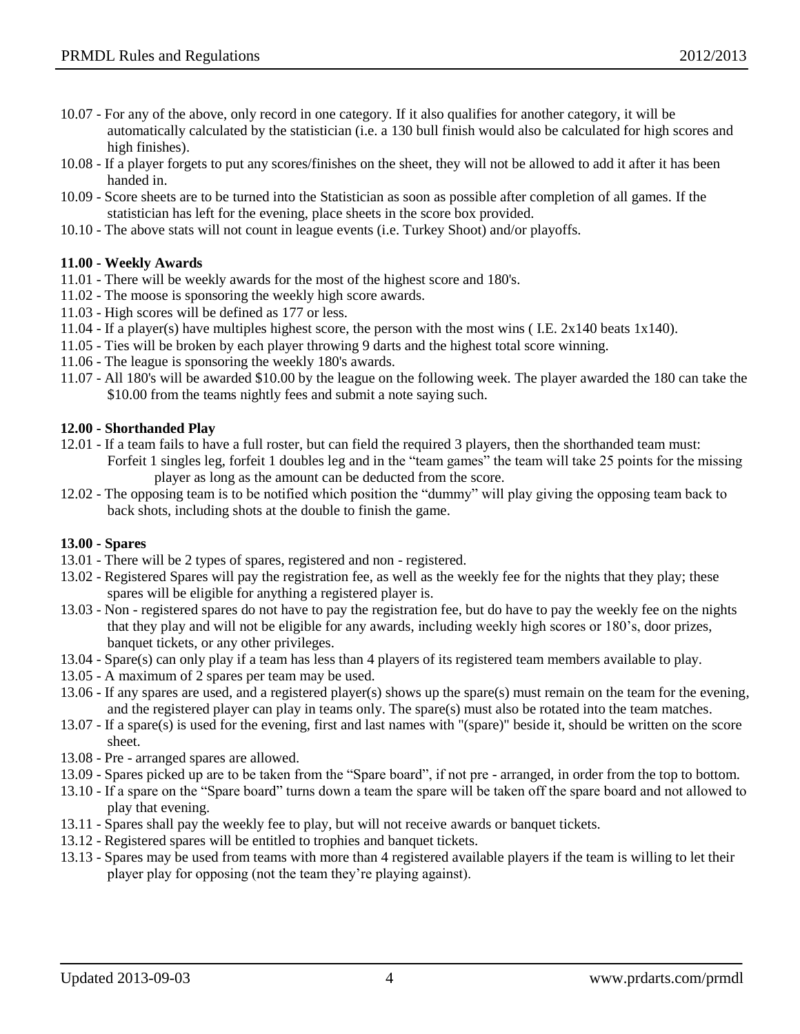10.07 - For any of the above, only record in one category. If it also qualifies for another category, it will be automatically calculated by the statistician (i.e. a 130 bull finish would also be calculated for high scores and high finishes).

10.08 - If a player forgets to put any scores/finishes on the sheet, they will not be allowed to add it after it has been handed in.

10.09 - Score sheets are to be turned into the Statistician as soon as possible after completion of all games. If the statistician has left for the evening, place sheets in the score box provided.

10.10 - The above stats will not count in league events (i.e. Turkey Shoot) and/or playoffs.

**11.00 - Weekly Awards**

11.01 - There will be weekly awards for the most of the highest score and 180's.

11.02 - The moose is sponsoring the weekly high score awards.

11.03 - High scores will be defined as 177 or less.

11.04 - If a player(s) have multiples highest score, the person with the most wins ( I.E. 2x140 beats 1x140).

11.05 - Ties will be broken by each player throwing 9 darts and the highest total score winning.

11.06 - The league is sponsoring the weekly 180's awards.

11.07 - All 180's will be awarded $10.00 by the league on the following week. The player awarded the 180 can take the $10.00 from the teams nightly fees and submit a note saying such.

**12.00 - Shorthanded Play**

12.01 - If a team fails to have a full roster, but can field the required 3 players, then the shorthanded team must: Forfeit 1 singles leg, forfeit 1 doubles leg and in the "team games" the team will take 25 points for the missing player as long as the amount can be deducted from the score.

12.02 - The opposing team is to be notified which position the "dummy" will play giving the opposing team back to back shots, including shots at the double to finish the game.

**13.00 - Spares**

13.01 - There will be 2 types of spares, registered and non - registered.

13.02 - Registered Spares will pay the registration fee, as well as the weekly fee for the nights that they play; these spares will be eligible for anything a registered player is.

13.03 - Non - registered spares do not have to pay the registration fee, but do have to pay the weekly fee on the nights that they play and will not be eligible for any awards, including weekly high scores or 180's, door prizes, banquet tickets, or any other privileges.

13.04 - Spare(s) can only play if a team has less than 4 players of its registered team members available to play.

13.05 - A maximum of 2 spares per team may be used.

13.06 - If any spares are used, and a registered player(s) shows up the spare(s) must remain on the team for the evening, and the registered player can play in teams only. The spare(s) must also be rotated into the team matches.

13.07 - If a spare(s) is used for the evening, first and last names with "(spare)" beside it, should be written on the score sheet.

13.08 - Pre - arranged spares are allowed.

13.09 - Spares picked up are to be taken from the "Spare board", if not pre - arranged, in order from the top to bottom.

13.10 - If a spare on the "Spare board" turns down a team the spare will be taken off the spare board and not allowed to play that evening.

13.11 - Spares shall pay the weekly fee to play, but will not receive awards or banquet tickets.

13.12 - Registered spares will be entitled to trophies and banquet tickets.

13.13 - Spares may be used from teams with more than 4 registered available players if the team is willing to let their player play for opposing (not the team they're playing against).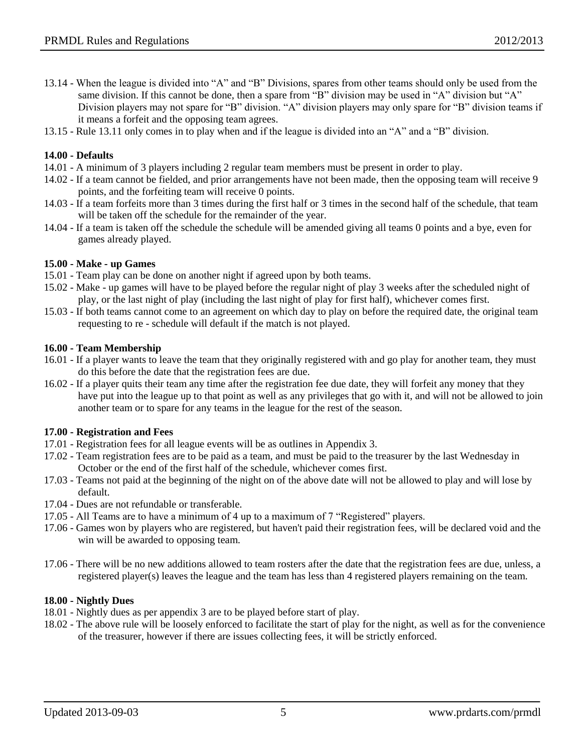13.14 - When the league is divided into "A" and "B" Divisions, spares from other teams should only be used from the same division. If this cannot be done, then a spare from "B" division may be used in "A" division but "A" Division players may not spare for "B" division. "A" division players may only spare for "B" division teams if it means a forfeit and the opposing team agrees.

13.15 - Rule 13.11 only comes in to play when and if the league is divided into an "A" and a "B" division.

**14.00 - Defaults**

14.01 - A minimum of 3 players including 2 regular team members must be present in order to play.

14.02 - If a team cannot be fielded, and prior arrangements have not been made, then the opposing team will receive 9 points, and the forfeiting team will receive 0 points.

14.03 - If a team forfeits more than 3 times during the first half or 3 times in the second half of the schedule, that team will be taken off the schedule for the remainder of the year.

14.04 - If a team is taken off the schedule the schedule will be amended giving all teams 0 points and a bye, even for games already played.

**15.00 - Make - up Games**

15.01 - Team play can be done on another night if agreed upon by both teams.

15.02 - Make - up games will have to be played before the regular night of play 3 weeks after the scheduled night of play, or the last night of play (including the last night of play for first half), whichever comes first.

15.03 - If both teams cannot come to an agreement on which day to play on before the required date, the original team requesting to re - schedule will default if the match is not played.

**16.00 - Team Membership**

16.01 - If a player wants to leave the team that they originally registered with and go play for another team, they must do this before the date that the registration fees are due.

16.02 - If a player quits their team any time after the registration fee due date, they will forfeit any money that they have put into the league up to that point as well as any privileges that go with it, and will not be allowed to join another team or to spare for any teams in the league for the rest of the season.

**17.00 - Registration and Fees**

17.01 - Registration fees for all league events will be as outlines in Appendix 3.

17.02 - Team registration fees are to be paid as a team, and must be paid to the treasurer by the last Wednesday in October or the end of the first half of the schedule, whichever comes first.

17.03 - Teams not paid at the beginning of the night on of the above date will not be allowed to play and will lose by default.

17.04 - Dues are not refundable or transferable.

17.05 - All Teams are to have a minimum of 4 up to a maximum of 7 "Registered" players.

17.06 - Games won by players who are registered, but haven't paid their registration fees, will be declared void and the win will be awarded to opposing team.

17.06 - There will be no new additions allowed to team rosters after the date that the registration fees are due, unless, a registered player(s) leaves the league and the team has less than 4 registered players remaining on the team.

**18.00 - Nightly Dues**

18.01 - Nightly dues as per appendix 3 are to be played before start of play.

18.02 - The above rule will be loosely enforced to facilitate the start of play for the night, as well as for the convenience of the treasurer, however if there are issues collecting fees, it will be strictly enforced.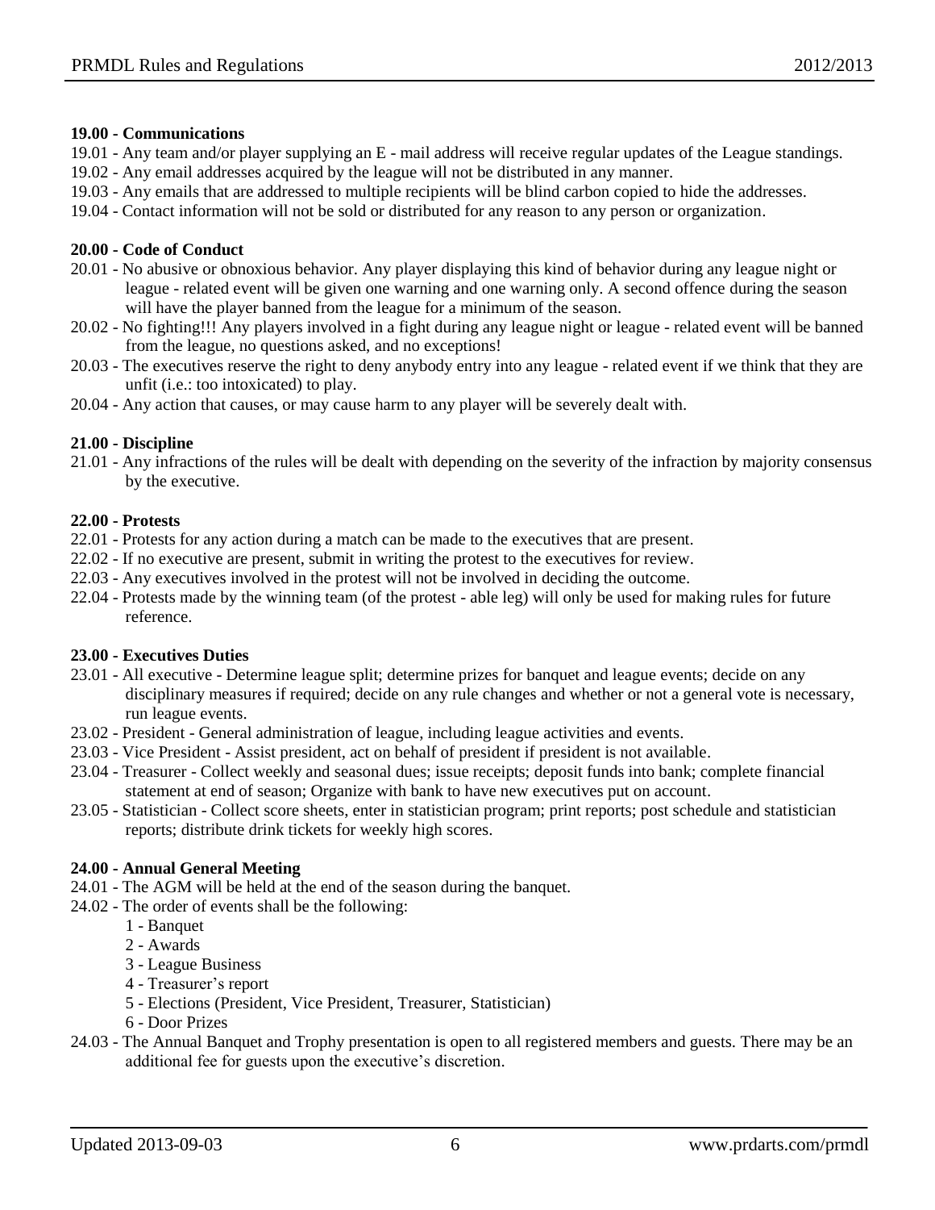**19.00 - Communications**

19.01 - Any team and/or player supplying an E - mail address will receive regular updates of the League standings.
19.02 - Any email addresses acquired by the league will not be distributed in any manner.
19.03 - Any emails that are addressed to multiple recipients will be blind carbon copied to hide the addresses.
19.04 - Contact information will not be sold or distributed for any reason to any person or organization.

**20.00 - Code of Conduct**

20.01 - No abusive or obnoxious behavior. Any player displaying this kind of behavior during any league night or league - related event will be given one warning and one warning only. A second offence during the season will have the player banned from the league for a minimum of the season.
20.02 - No fighting!!! Any players involved in a fight during any league night or league - related event will be banned from the league, no questions asked, and no exceptions!
20.03 - The executives reserve the right to deny anybody entry into any league - related event if we think that they are unfit (i.e.: too intoxicated) to play.
20.04 - Any action that causes, or may cause harm to any player will be severely dealt with.

**21.00 - Discipline**

21.01 - Any infractions of the rules will be dealt with depending on the severity of the infraction by majority consensus by the executive.

**22.00 - Protests**

22.01 - Protests for any action during a match can be made to the executives that are present.
22.02 - If no executive are present, submit in writing the protest to the executives for review.
22.03 - Any executives involved in the protest will not be involved in deciding the outcome.
22.04 - Protests made by the winning team (of the protest - able leg) will only be used for making rules for future reference.

**23.00 - Executives Duties**

23.01 - All executive - Determine league split; determine prizes for banquet and league events; decide on any disciplinary measures if required; decide on any rule changes and whether or not a general vote is necessary, run league events.
23.02 - President - General administration of league, including league activities and events.
23.03 - Vice President - Assist president, act on behalf of president if president is not available.
23.04 - Treasurer - Collect weekly and seasonal dues; issue receipts; deposit funds into bank; complete financial statement at end of season; Organize with bank to have new executives put on account.
23.05 - Statistician - Collect score sheets, enter in statistician program; print reports; post schedule and statistician reports; distribute drink tickets for weekly high scores.

**24.00 - Annual General Meeting**

24.01 - The AGM will be held at the end of the season during the banquet.
24.02 - The order of events shall be the following:

1 - Banquet
2 - Awards
3 - League Business
4 - Treasurer's report
5 - Elections (President, Vice President, Treasurer, Statistician)
6 - Door Prizes

24.03 - The Annual Banquet and Trophy presentation is open to all registered members and guests. There may be an additional fee for guests upon the executive's discretion.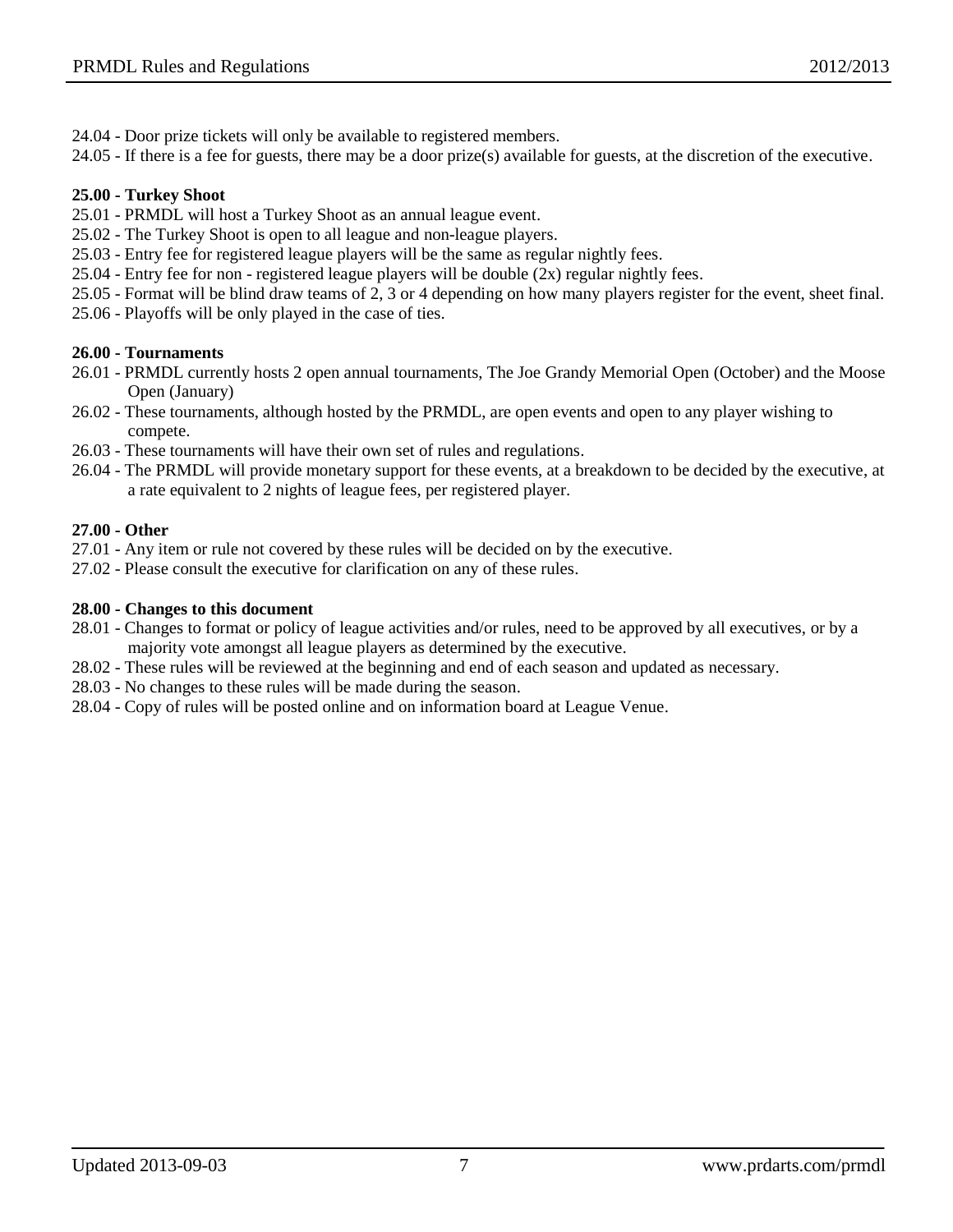24.04 - Door prize tickets will only be available to registered members.

24.05 - If there is a fee for guests, there may be a door prize(s) available for guests, at the discretion of the executive.

**25.00 - Turkey Shoot**

25.01 - PRMDL will host a Turkey Shoot as an annual league event.

25.02 - The Turkey Shoot is open to all league and non-league players.

25.03 - Entry fee for registered league players will be the same as regular nightly fees.

25.04 - Entry fee for non - registered league players will be double (2x) regular nightly fees.

25.05 - Format will be blind draw teams of 2, 3 or 4 depending on how many players register for the event, sheet final.

25.06 - Playoffs will be only played in the case of ties.

**26.00 - Tournaments**

26.01 - PRMDL currently hosts 2 open annual tournaments, The Joe Grandy Memorial Open (October) and the Moose Open (January)

26.02 - These tournaments, although hosted by the PRMDL, are open events and open to any player wishing to compete.

26.03 - These tournaments will have their own set of rules and regulations.

26.04 - The PRMDL will provide monetary support for these events, at a breakdown to be decided by the executive, at a rate equivalent to 2 nights of league fees, per registered player.

**27.00 - Other**

27.01 - Any item or rule not covered by these rules will be decided on by the executive.

27.02 - Please consult the executive for clarification on any of these rules.

**28.00 - Changes to this document**

28.01 - Changes to format or policy of league activities and/or rules, need to be approved by all executives, or by a majority vote amongst all league players as determined by the executive.

28.02 - These rules will be reviewed at the beginning and end of each season and updated as necessary.

28.03 - No changes to these rules will be made during the season.

28.04 - Copy of rules will be posted online and on information board at League Venue.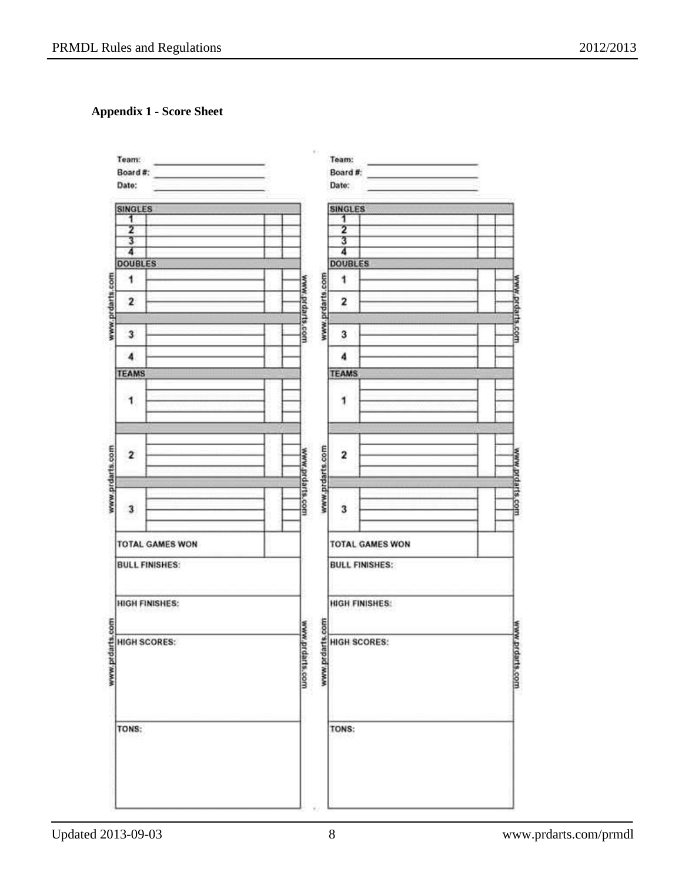**Appendix 1 - Score Sheet**

Team: ______________________
Board #: ______________________
Date: ______________________

| SINGLES | | | |
|---|---|---|---|
| 1 | | | |
| 2 | | | |
| 3 | | | |
| 4 | | | |
| **DOUBLES** | | | |
| 1 | | | |
| 2 | | | |
| 3 | | | |
| 4 | | | |
| **TEAMS** | | | |
| 1 | | | |
| 2 | | | |
| 3 | | | |
| **TOTAL GAMES WON** | | | |

BULL FINISHES:

HIGH FINISHES:

HIGH SCORES:

TONS:

www.prdarts.com

Team: ______________________
Board #: ______________________
Date: ______________________

| SINGLES | | | |
|---|---|---|---|
| 1 | | | |
| 2 | | | |
| 3 | | | |
| 4 | | | |
| **DOUBLES** | | | |
| 1 | | | |
| 2 | | | |
| 3 | | | |
| 4 | | | |
| **TEAMS** | | | |
| 1 | | | |
| 2 | | | |
| 3 | | | |
| **TOTAL GAMES WON** | | | |

BULL FINISHES:

HIGH FINISHES:

HIGH SCORES:

TONS:

www.prdarts.com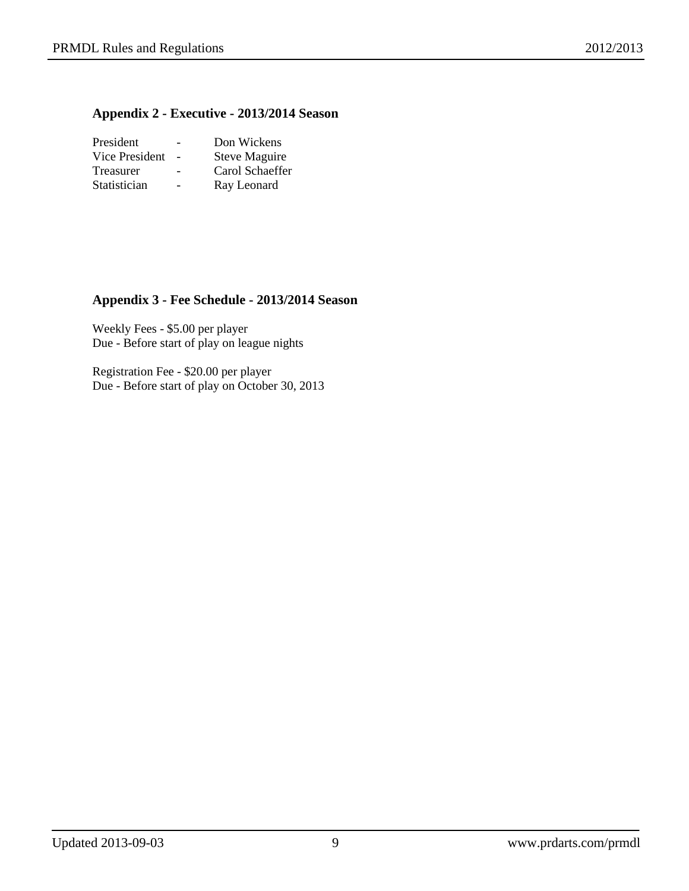## Appendix 2 - Executive - 2013/2014 Season

| | | |
|---|---|---|
| President | - | Don Wickens |
| Vice President | - | Steve Maguire |
| Treasurer | - | Carol Schaeffer |
| Statistician | - | Ray Leonard |

## Appendix 3 - Fee Schedule - 2013/2014 Season

Weekly Fees - $5.00 per player
Due - Before start of play on league nights

Registration Fee - $20.00 per player
Due - Before start of play on October 30, 2013